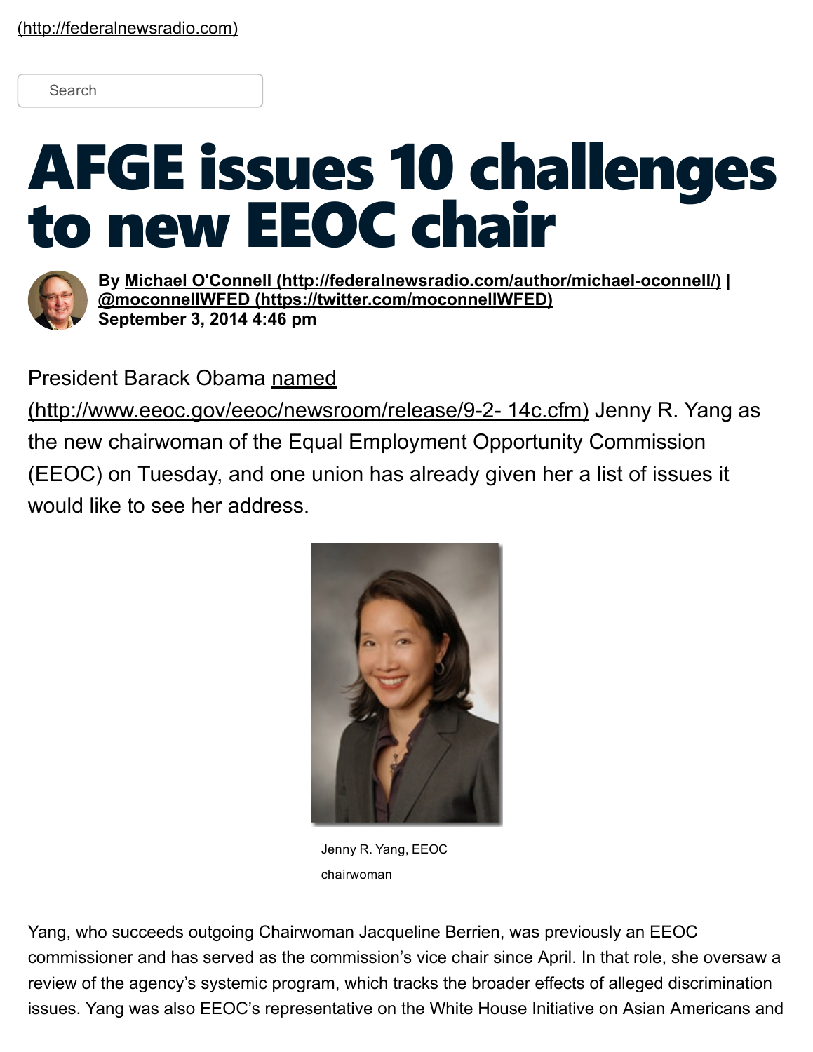(http://federalnewsradio.com)

Search

# AFGE issues 10 challenges to new EEOC chair

**By Michael O'Connell (http://federalnewsradio.com/author/michael-oconnell/) | @moconnellWFED (https://twitter.com/moconnellWFED)**
**September 3, 2014 4:46 pm**

President Barack Obama named (http://www.eeoc.gov/eeoc/newsroom/release/9-2- 14c.cfm) Jenny R. Yang as the new chairwoman of the Equal Employment Opportunity Commission (EEOC) on Tuesday, and one union has already given her a list of issues it would like to see her address.

Jenny R. Yang, EEOC chairwoman

Yang, who succeeds outgoing Chairwoman Jacqueline Berrien, was previously an EEOC commissioner and has served as the commission's vice chair since April. In that role, she oversaw a review of the agency's systemic program, which tracks the broader effects of alleged discrimination issues. Yang was also EEOC's representative on the White House Initiative on Asian Americans and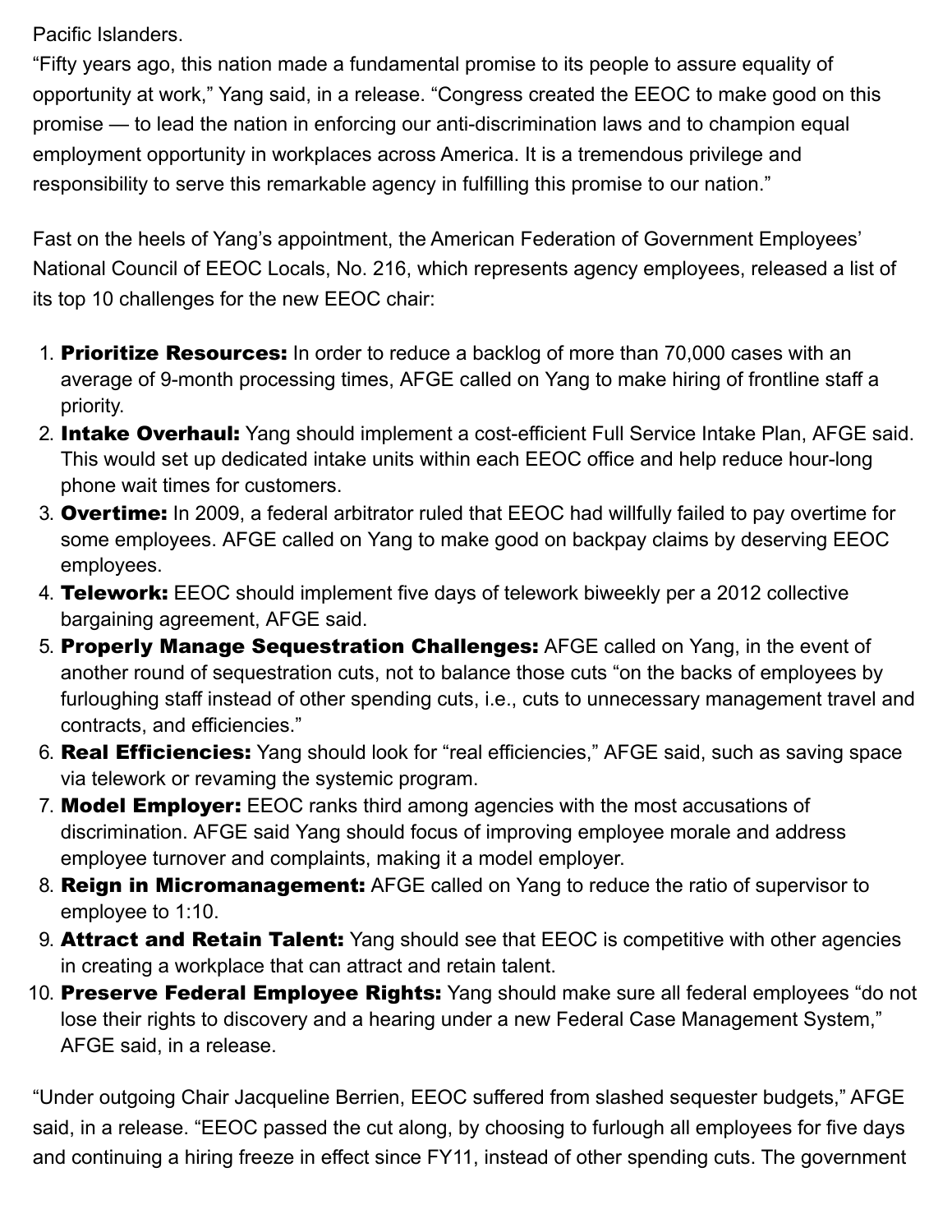Pacific Islanders.

“Fifty years ago, this nation made a fundamental promise to its people to assure equality of opportunity at work,” Yang said, in a release. “Congress created the EEOC to make good on this promise — to lead the nation in enforcing our anti-discrimination laws and to champion equal employment opportunity in workplaces across America. It is a tremendous privilege and responsibility to serve this remarkable agency in fulfilling this promise to our nation.”

Fast on the heels of Yang’s appointment, the American Federation of Government Employees’ National Council of EEOC Locals, No. 216, which represents agency employees, released a list of its top 10 challenges for the new EEOC chair:

1. **Prioritize Resources:** In order to reduce a backlog of more than 70,000 cases with an average of 9-month processing times, AFGE called on Yang to make hiring of frontline staff a priority.
2. **Intake Overhaul:** Yang should implement a cost-efficient Full Service Intake Plan, AFGE said. This would set up dedicated intake units within each EEOC office and help reduce hour-long phone wait times for customers.
3. **Overtime:** In 2009, a federal arbitrator ruled that EEOC had willfully failed to pay overtime for some employees. AFGE called on Yang to make good on backpay claims by deserving EEOC employees.
4. **Telework:** EEOC should implement five days of telework biweekly per a 2012 collective bargaining agreement, AFGE said.
5. **Properly Manage Sequestration Challenges:** AFGE called on Yang, in the event of another round of sequestration cuts, not to balance those cuts “on the backs of employees by furloughing staff instead of other spending cuts, i.e., cuts to unnecessary management travel and contracts, and efficiencies.”
6. **Real Efficiencies:** Yang should look for “real efficiencies,” AFGE said, such as saving space via telework or revaming the systemic program.
7. **Model Employer:** EEOC ranks third among agencies with the most accusations of discrimination. AFGE said Yang should focus of improving employee morale and address employee turnover and complaints, making it a model employer.
8. **Reign in Micromanagement:** AFGE called on Yang to reduce the ratio of supervisor to employee to 1:10.
9. **Attract and Retain Talent:** Yang should see that EEOC is competitive with other agencies in creating a workplace that can attract and retain talent.
10. **Preserve Federal Employee Rights:** Yang should make sure all federal employees “do not lose their rights to discovery and a hearing under a new Federal Case Management System,” AFGE said, in a release.

“Under outgoing Chair Jacqueline Berrien, EEOC suffered from slashed sequester budgets,” AFGE said, in a release. “EEOC passed the cut along, by choosing to furlough all employees for five days and continuing a hiring freeze in effect since FY11, instead of other spending cuts. The government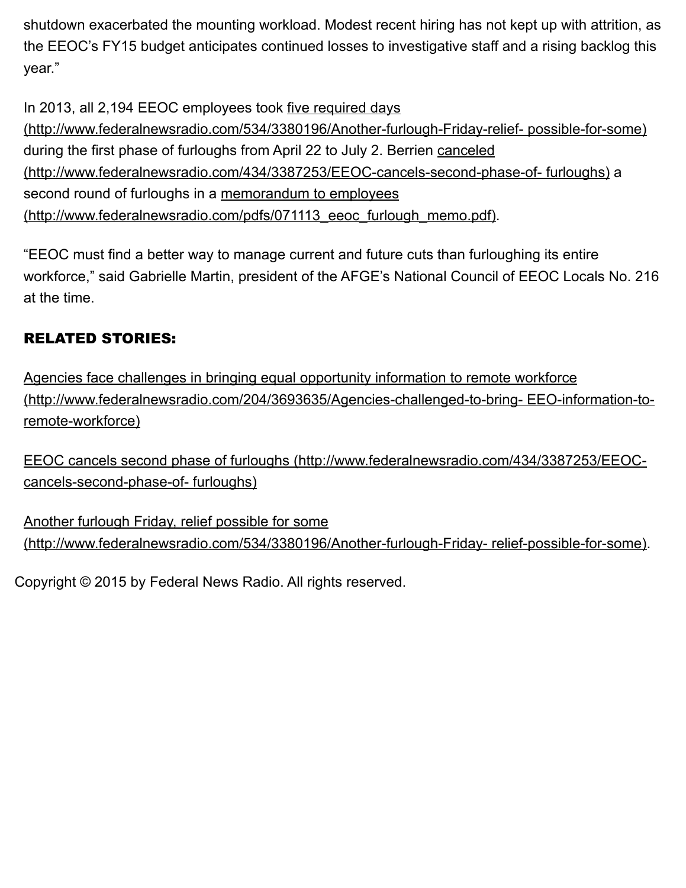shutdown exacerbated the mounting workload. Modest recent hiring has not kept up with attrition, as the EEOC's FY15 budget anticipates continued losses to investigative staff and a rising backlog this year."

In 2013, all 2,194 EEOC employees took five required days (http://www.federalnewsradio.com/534/3380196/Another-furlough-Friday-relief- possible-for-some) during the first phase of furloughs from April 22 to July 2. Berrien canceled (http://www.federalnewsradio.com/434/3387253/EEOC-cancels-second-phase-of- furloughs) a second round of furloughs in a memorandum to employees (http://www.federalnewsradio.com/pdfs/071113_eeoc_furlough_memo.pdf).

"EEOC must find a better way to manage current and future cuts than furloughing its entire workforce," said Gabrielle Martin, president of the AFGE's National Council of EEOC Locals No. 216 at the time.

## RELATED STORIES:

Agencies face challenges in bringing equal opportunity information to remote workforce (http://www.federalnewsradio.com/204/3693635/Agencies-challenged-to-bring- EEO-information-to-remote-workforce)

EEOC cancels second phase of furloughs (http://www.federalnewsradio.com/434/3387253/EEOC-cancels-second-phase-of- furloughs)

Another furlough Friday, relief possible for some (http://www.federalnewsradio.com/534/3380196/Another-furlough-Friday- relief-possible-for-some).

Copyright © 2015 by Federal News Radio. All rights reserved.